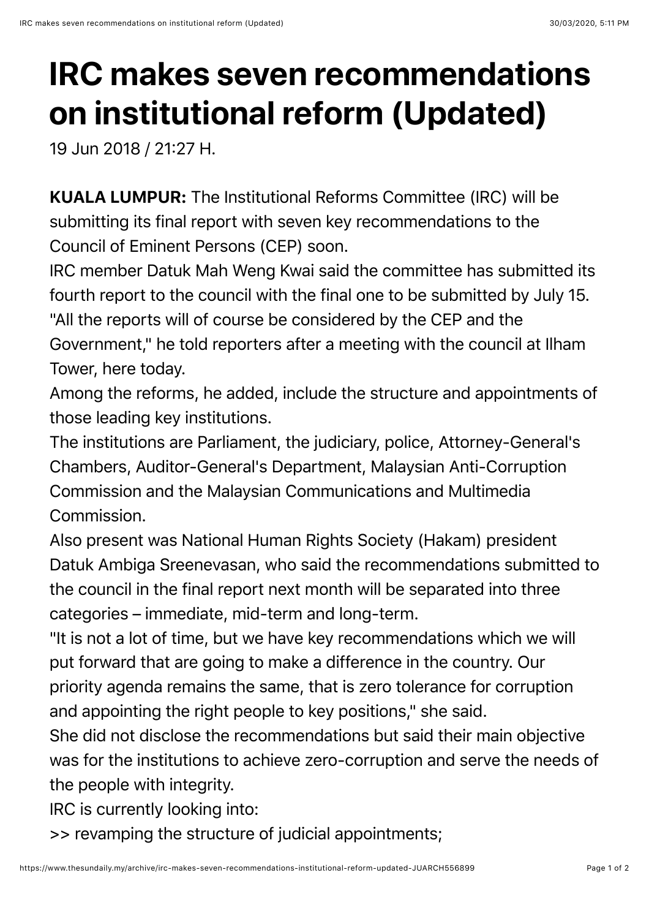# IRC makes seven recommendations on institutional reform (Updated)

19 Jun 2018 / 21:27 H.

**KUALA LUMPUR:** The Institutional Reforms Committee (IRC) will be submitting its final report with seven key recommendations to the Council of Eminent Persons (CEP) soon.

IRC member Datuk Mah Weng Kwai said the committee has submitted its fourth report to the council with the final one to be submitted by July 15.

"All the reports will of course be considered by the CEP and the Government," he told reporters after a meeting with the council at Ilham Tower, here today.

Among the reforms, he added, include the structure and appointments of those leading key institutions.

The institutions are Parliament, the judiciary, police, Attorney-General's Chambers, Auditor-General's Department, Malaysian Anti-Corruption Commission and the Malaysian Communications and Multimedia Commission.

Also present was National Human Rights Society (Hakam) president Datuk Ambiga Sreenevasan, who said the recommendations submitted to the council in the final report next month will be separated into three categories – immediate, mid-term and long-term.

"It is not a lot of time, but we have key recommendations which we will put forward that are going to make a difference in the country. Our priority agenda remains the same, that is zero tolerance for corruption and appointing the right people to key positions," she said.

She did not disclose the recommendations but said their main objective was for the institutions to achieve zero-corruption and serve the needs of the people with integrity.

IRC is currently looking into:

>> revamping the structure of judicial appointments;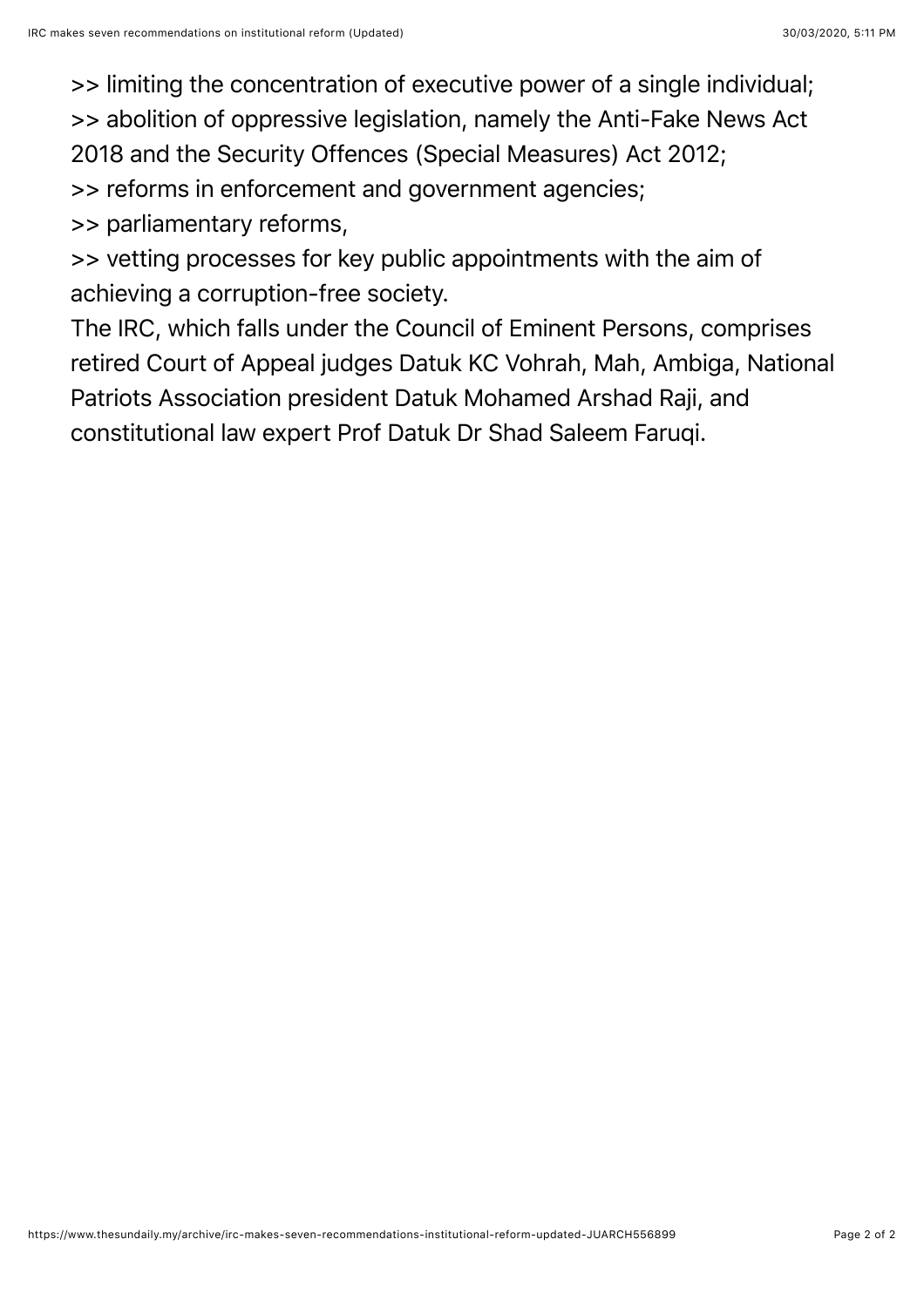>> limiting the concentration of executive power of a single individual;
>> abolition of oppressive legislation, namely the Anti-Fake News Act 2018 and the Security Offences (Special Measures) Act 2012;
>> reforms in enforcement and government agencies;
>> parliamentary reforms,
>> vetting processes for key public appointments with the aim of achieving a corruption-free society.

The IRC, which falls under the Council of Eminent Persons, comprises retired Court of Appeal judges Datuk KC Vohrah, Mah, Ambiga, National Patriots Association president Datuk Mohamed Arshad Raji, and constitutional law expert Prof Datuk Dr Shad Saleem Faruqi.